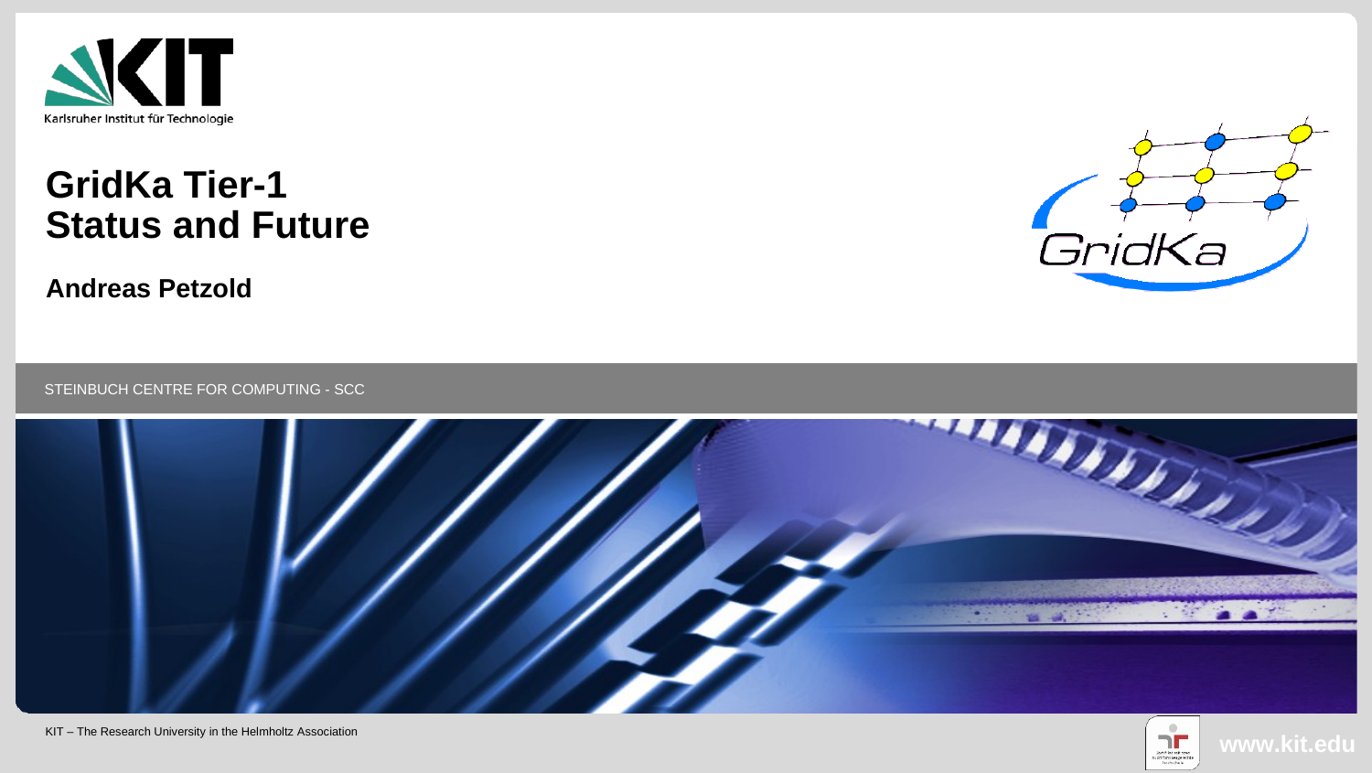# GridKa Tier-1 Status and Future

**Andreas Petzold**

STEINBUCH CENTRE FOR COMPUTING - SCC

KIT – The Research University in the Helmholtz Association

www.kit.edu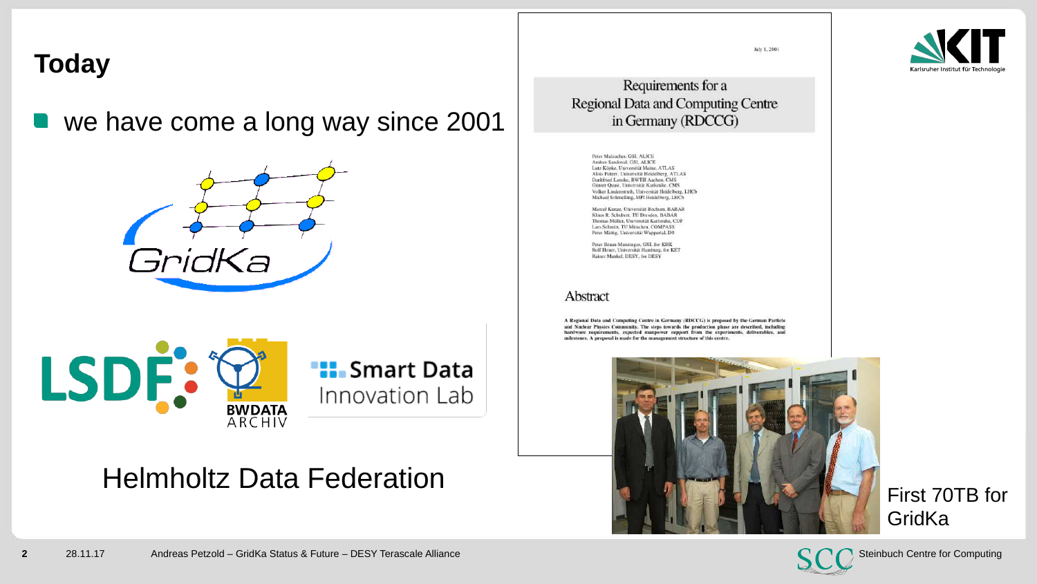## Today

- we have come a long way since 2001

GridKa

LSDF

BWDATA ARCHIV

Smart Data Innovation Lab

Helmholtz Data Federation

July 1, 2001

Requirements for a Regional Data and Computing Centre in Germany (RDCCG)

Peter Malzacher, GSI, ALICE
Andres Sandoval, GSI, ALICE
Lutz Köpke, Universität Mainz, ATLAS
Alois Putzer, Universität Heidelberg, ATLAS
Dankfried Lanske, RWTH Aachen, CMS
Günter Quast, Universität Karlsruhe, CMS
Volker Lindenstruth, Universität Heidelberg, LHCb
Michael Schmelling, MPI Heidelberg, LHCb

Marcel Kunze, Universität Bochum, BABAR
Klaus R. Schubert, TU Dresden, BABAR
Thomas Müller, Universität Karlsruhe, CDF
Lars Schmitt, TU München, COMPASS
Peter Mättig, Universität Wuppertal, D0

Peter Braun-Munzinger, GSI, for KHK
Rolf Heuer, Universität Hamburg, for KET
Rainer Mankel, DESY, for DESY

### Abstract

A Regional Data and Computing Centre in Germany (RDCCG) is proposed by the German Particle and Nuclear Physics Community. The steps towards the production phase are described, including hardware requirements, expected manpower support from the experiments, deliverables, and milestones. A proposal is made for the management structure of this centre.

First 70TB for GridKa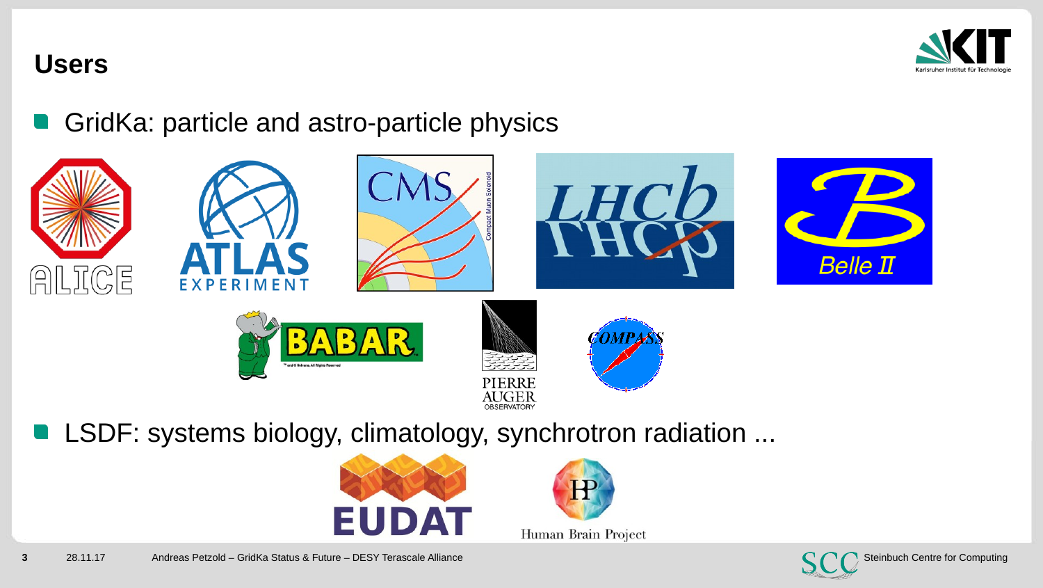# Users

- GridKa: particle and astro-particle physics
- LSDF: systems biology, climatology, synchrotron radiation ...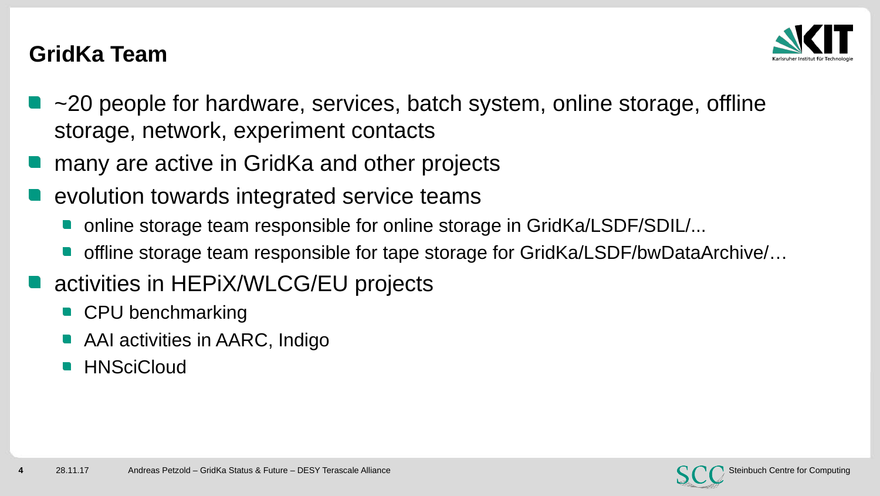## GridKa Team

- ~20 people for hardware, services, batch system, online storage, offline storage, network, experiment contacts
- many are active in GridKa and other projects
- evolution towards integrated service teams
  - online storage team responsible for online storage in GridKa/LSDF/SDIL/...
  - offline storage team responsible for tape storage for GridKa/LSDF/bwDataArchive/…
- activities in HEPiX/WLCG/EU projects
  - CPU benchmarking
  - AAI activities in AARC, Indigo
  - HNSciCloud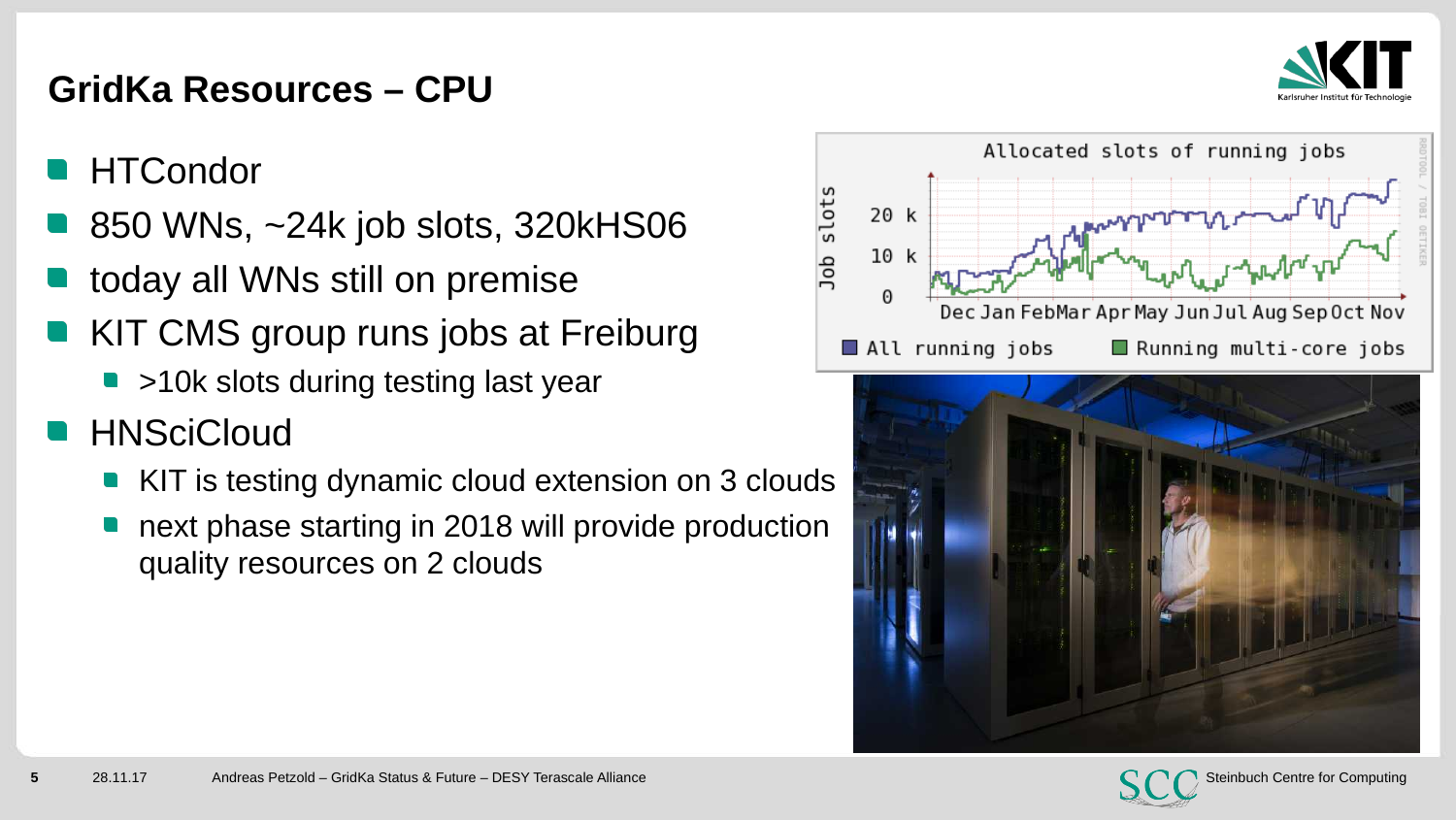## GridKa Resources – CPU

- HTCondor
- 850 WNs, ~24k job slots, 320kHS06
- today all WNs still on premise
- KIT CMS group runs jobs at Freiburg
  - >10k slots during testing last year
- HNSciCloud
  - KIT is testing dynamic cloud extension on 3 clouds
  - next phase starting in 2018 will provide production quality resources on 2 clouds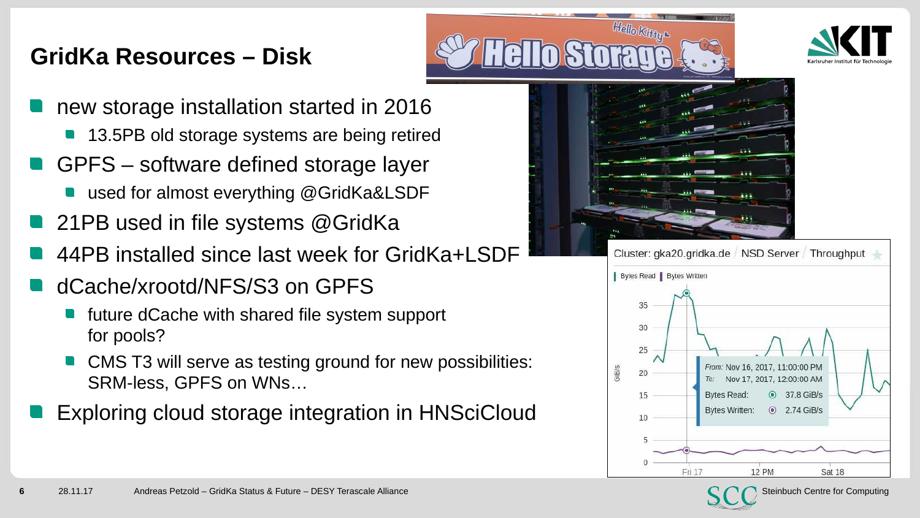# GridKa Resources – Disk

- new storage installation started in 2016
  - 13.5PB old storage systems are being retired
- GPFS – software defined storage layer
  - used for almost everything @GridKa&LSDF
- 21PB used in file systems @GridKa
- 44PB installed since last week for GridKa+LSDF
- dCache/xrootd/NFS/S3 on GPFS
  - future dCache with shared file system support for pools?
  - CMS T3 will serve as testing ground for new possibilities: SRM-less, GPFS on WNs…
- Exploring cloud storage integration in HNSciCloud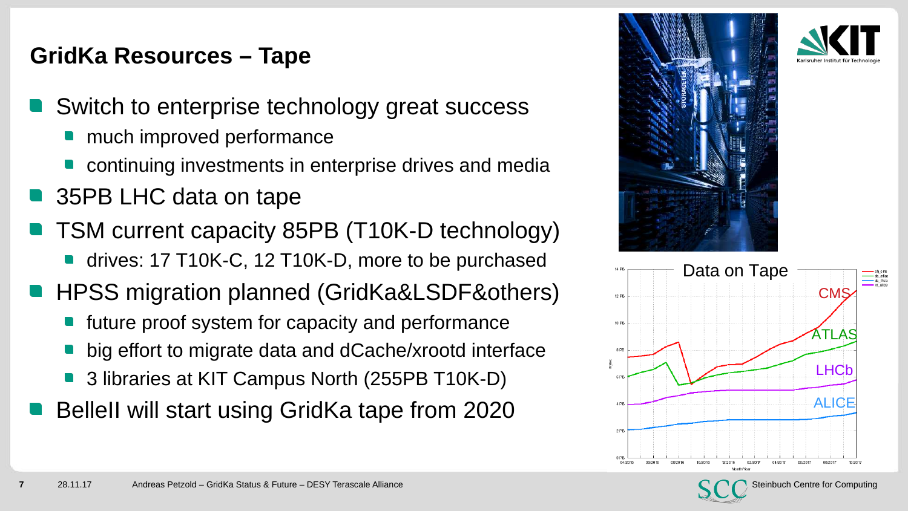## GridKa Resources – Tape

- Switch to enterprise technology great success
  - much improved performance
  - continuing investments in enterprise drives and media
- 35PB LHC data on tape
- TSM current capacity 85PB (T10K-D technology)
  - drives: 17 T10K-C, 12 T10K-D, more to be purchased
- HPSS migration planned (GridKa&LSDF&others)
  - future proof system for capacity and performance
  - big effort to migrate data and dCache/xrootd interface
  - 3 libraries at KIT Campus North (255PB T10K-D)
- BelleII will start using GridKa tape from 2020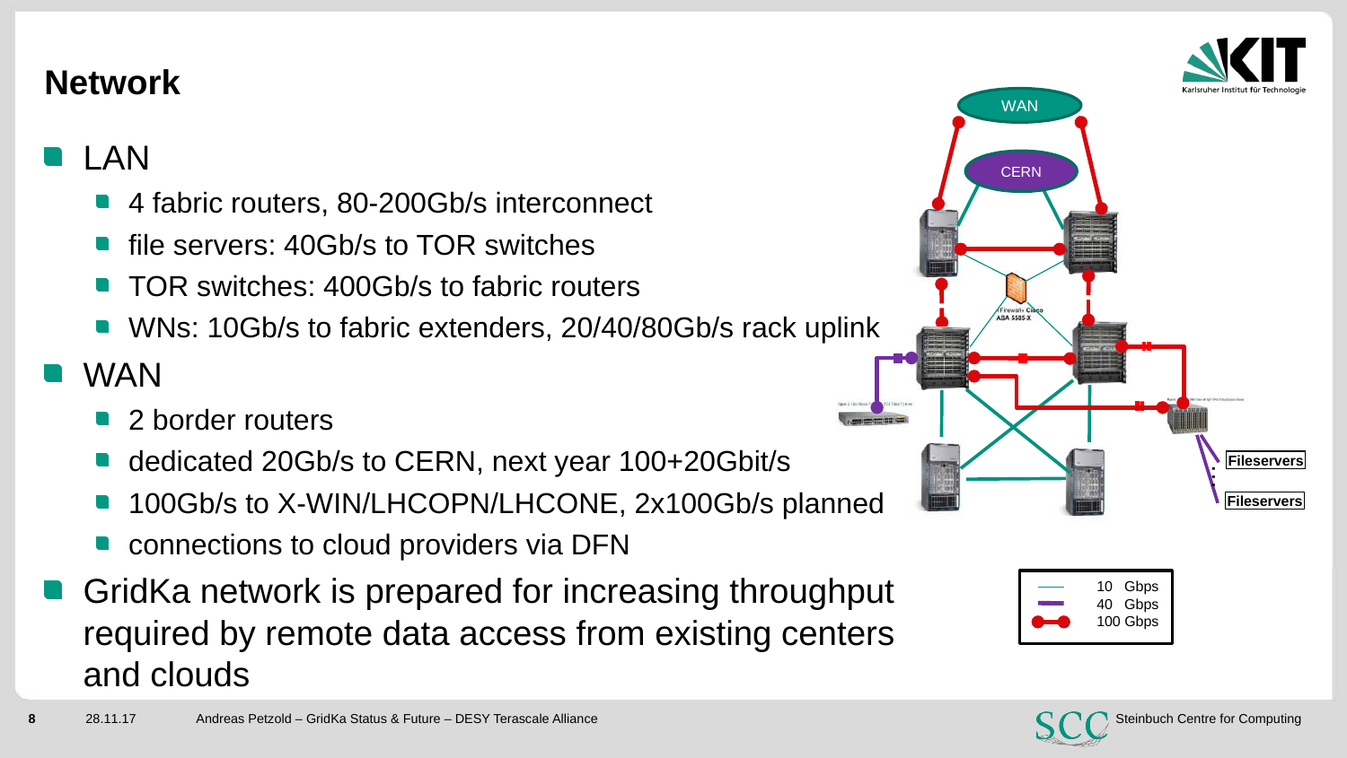# Network

- LAN
  - 4 fabric routers, 80-200Gb/s interconnect
  - file servers: 40Gb/s to TOR switches
  - TOR switches: 400Gb/s to fabric routers
  - WNs: 10Gb/s to fabric extenders, 20/40/80Gb/s rack uplink
- WAN
  - 2 border routers
  - dedicated 20Gb/s to CERN, next year 100+20Gbit/s
  - 100Gb/s to X-WIN/LHCOPN/LHCONE, 2x100Gb/s planned
  - connections to cloud providers via DFN
- GridKa network is prepared for increasing throughput required by remote data access from existing centers and clouds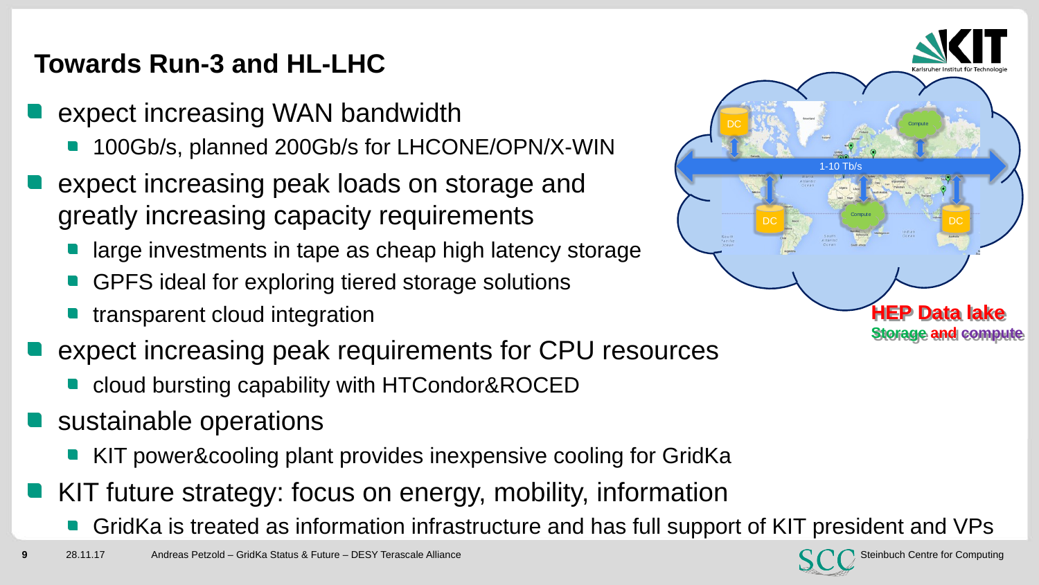# Towards Run-3 and HL-LHC

- expect increasing WAN bandwidth
  - 100Gb/s, planned 200Gb/s for LHCONE/OPN/X-WIN
- expect increasing peak loads on storage and greatly increasing capacity requirements
  - large investments in tape as cheap high latency storage
  - GPFS ideal for exploring tiered storage solutions
  - transparent cloud integration
- expect increasing peak requirements for CPU resources
  - cloud bursting capability with HTCondor&ROCED
- sustainable operations
  - KIT power&cooling plant provides inexpensive cooling for GridKa
- KIT future strategy: focus on energy, mobility, information
  - GridKa is treated as information infrastructure and has full support of KIT president and VPs

DC, Compute, 1-10 Tb/s

**HEP Data lake**
**Storage and compute**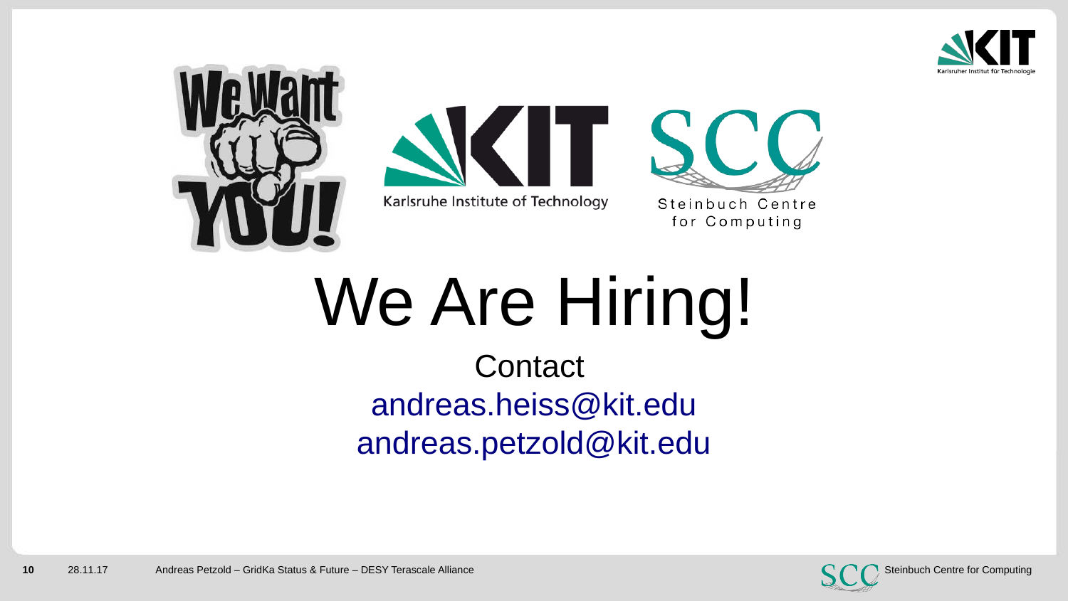# We Are Hiring!

Contact

andreas.heiss@kit.edu

andreas.petzold@kit.edu